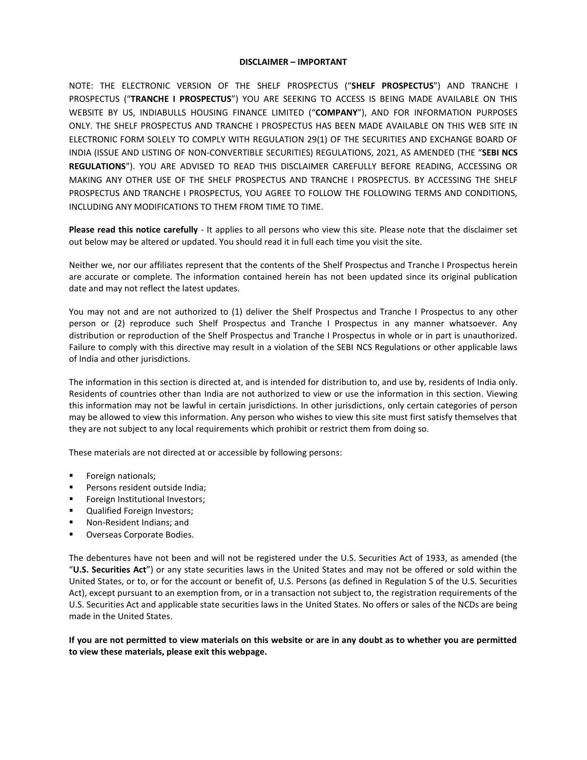**DISCLAIMER – IMPORTANT**

NOTE: THE ELECTRONIC VERSION OF THE SHELF PROSPECTUS ("**SHELF PROSPECTUS**") AND TRANCHE I PROSPECTUS ("**TRANCHE I PROSPECTUS**") YOU ARE SEEKING TO ACCESS IS BEING MADE AVAILABLE ON THIS WEBSITE BY US, INDIABULLS HOUSING FINANCE LIMITED ("**COMPANY**"), AND FOR INFORMATION PURPOSES ONLY. THE SHELF PROSPECTUS AND TRANCHE I PROSPECTUS HAS BEEN MADE AVAILABLE ON THIS WEB SITE IN ELECTRONIC FORM SOLELY TO COMPLY WITH REGULATION 29(1) OF THE SECURITIES AND EXCHANGE BOARD OF INDIA (ISSUE AND LISTING OF NON-CONVERTIBLE SECURITIES) REGULATIONS, 2021, AS AMENDED (THE "**SEBI NCS REGULATIONS**"). YOU ARE ADVISED TO READ THIS DISCLAIMER CAREFULLY BEFORE READING, ACCESSING OR MAKING ANY OTHER USE OF THE SHELF PROSPECTUS AND TRANCHE I PROSPECTUS. BY ACCESSING THE SHELF PROSPECTUS AND TRANCHE I PROSPECTUS, YOU AGREE TO FOLLOW THE FOLLOWING TERMS AND CONDITIONS, INCLUDING ANY MODIFICATIONS TO THEM FROM TIME TO TIME.

**Please read this notice carefully** - It applies to all persons who view this site. Please note that the disclaimer set out below may be altered or updated. You should read it in full each time you visit the site.

Neither we, nor our affiliates represent that the contents of the Shelf Prospectus and Tranche I Prospectus herein are accurate or complete. The information contained herein has not been updated since its original publication date and may not reflect the latest updates.

You may not and are not authorized to (1) deliver the Shelf Prospectus and Tranche I Prospectus to any other person or (2) reproduce such Shelf Prospectus and Tranche I Prospectus in any manner whatsoever. Any distribution or reproduction of the Shelf Prospectus and Tranche I Prospectus in whole or in part is unauthorized. Failure to comply with this directive may result in a violation of the SEBI NCS Regulations or other applicable laws of India and other jurisdictions.

The information in this section is directed at, and is intended for distribution to, and use by, residents of India only. Residents of countries other than India are not authorized to view or use the information in this section. Viewing this information may not be lawful in certain jurisdictions. In other jurisdictions, only certain categories of person may be allowed to view this information. Any person who wishes to view this site must first satisfy themselves that they are not subject to any local requirements which prohibit or restrict them from doing so.

These materials are not directed at or accessible by following persons:

- Foreign nationals;
- Persons resident outside India;
- Foreign Institutional Investors;
- Qualified Foreign Investors;
- Non-Resident Indians; and
- Overseas Corporate Bodies.

The debentures have not been and will not be registered under the U.S. Securities Act of 1933, as amended (the "**U.S. Securities Act**") or any state securities laws in the United States and may not be offered or sold within the United States, or to, or for the account or benefit of, U.S. Persons (as defined in Regulation S of the U.S. Securities Act), except pursuant to an exemption from, or in a transaction not subject to, the registration requirements of the U.S. Securities Act and applicable state securities laws in the United States. No offers or sales of the NCDs are being made in the United States.

**If you are not permitted to view materials on this website or are in any doubt as to whether you are permitted to view these materials, please exit this webpage.**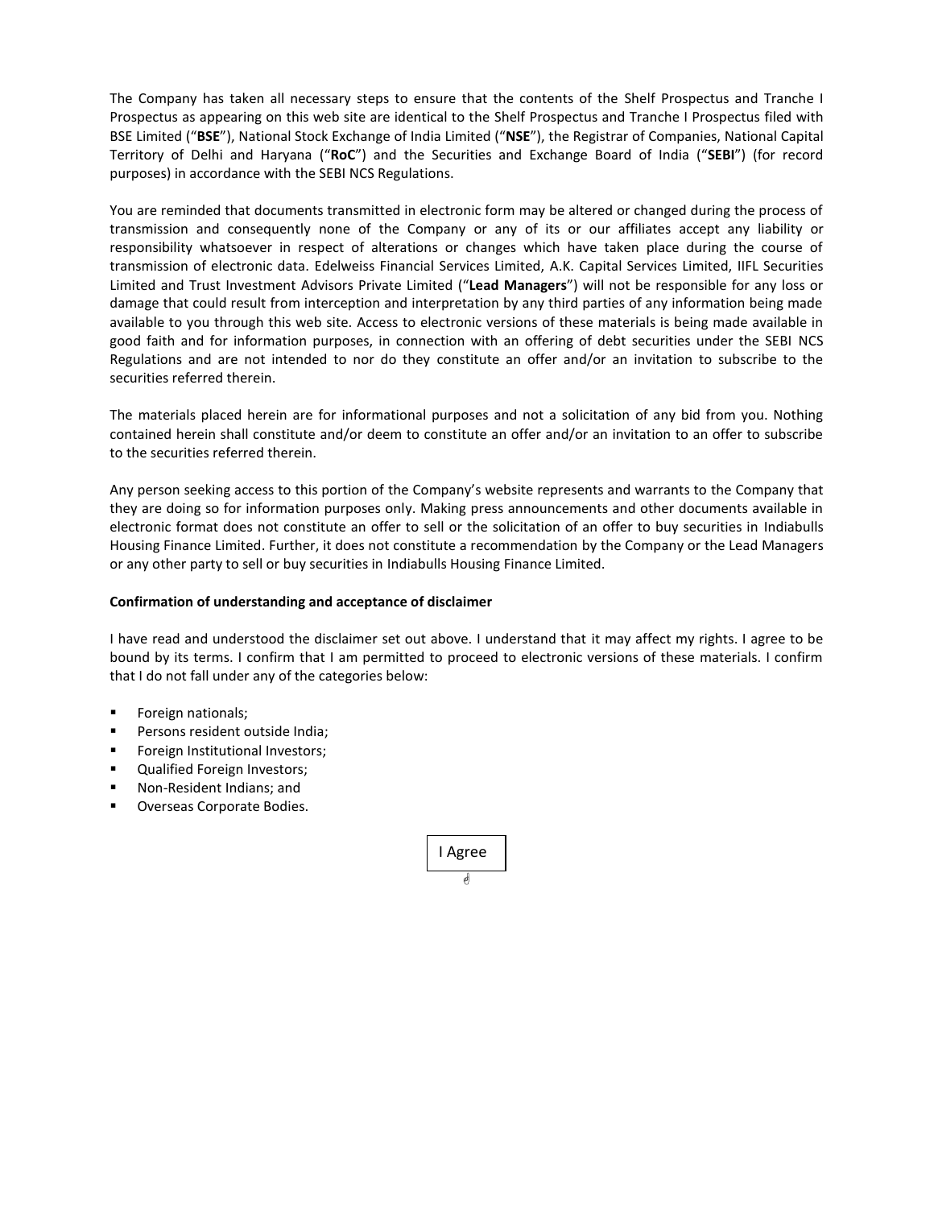The Company has taken all necessary steps to ensure that the contents of the Shelf Prospectus and Tranche I Prospectus as appearing on this web site are identical to the Shelf Prospectus and Tranche I Prospectus filed with BSE Limited ("**BSE**"), National Stock Exchange of India Limited ("**NSE**"), the Registrar of Companies, National Capital Territory of Delhi and Haryana ("**RoC**") and the Securities and Exchange Board of India ("**SEBI**") (for record purposes) in accordance with the SEBI NCS Regulations.

You are reminded that documents transmitted in electronic form may be altered or changed during the process of transmission and consequently none of the Company or any of its or our affiliates accept any liability or responsibility whatsoever in respect of alterations or changes which have taken place during the course of transmission of electronic data. Edelweiss Financial Services Limited, A.K. Capital Services Limited, IIFL Securities Limited and Trust Investment Advisors Private Limited ("**Lead Managers**") will not be responsible for any loss or damage that could result from interception and interpretation by any third parties of any information being made available to you through this web site. Access to electronic versions of these materials is being made available in good faith and for information purposes, in connection with an offering of debt securities under the SEBI NCS Regulations and are not intended to nor do they constitute an offer and/or an invitation to subscribe to the securities referred therein.

The materials placed herein are for informational purposes and not a solicitation of any bid from you. Nothing contained herein shall constitute and/or deem to constitute an offer and/or an invitation to an offer to subscribe to the securities referred therein.

Any person seeking access to this portion of the Company's website represents and warrants to the Company that they are doing so for information purposes only. Making press announcements and other documents available in electronic format does not constitute an offer to sell or the solicitation of an offer to buy securities in Indiabulls Housing Finance Limited. Further, it does not constitute a recommendation by the Company or the Lead Managers or any other party to sell or buy securities in Indiabulls Housing Finance Limited.

**Confirmation of understanding and acceptance of disclaimer**

I have read and understood the disclaimer set out above. I understand that it may affect my rights. I agree to be bound by its terms. I confirm that I am permitted to proceed to electronic versions of these materials. I confirm that I do not fall under any of the categories below:

- Foreign nationals;
- Persons resident outside India;
- Foreign Institutional Investors;
- Qualified Foreign Investors;
- Non-Resident Indians; and
- Overseas Corporate Bodies.

I Agree